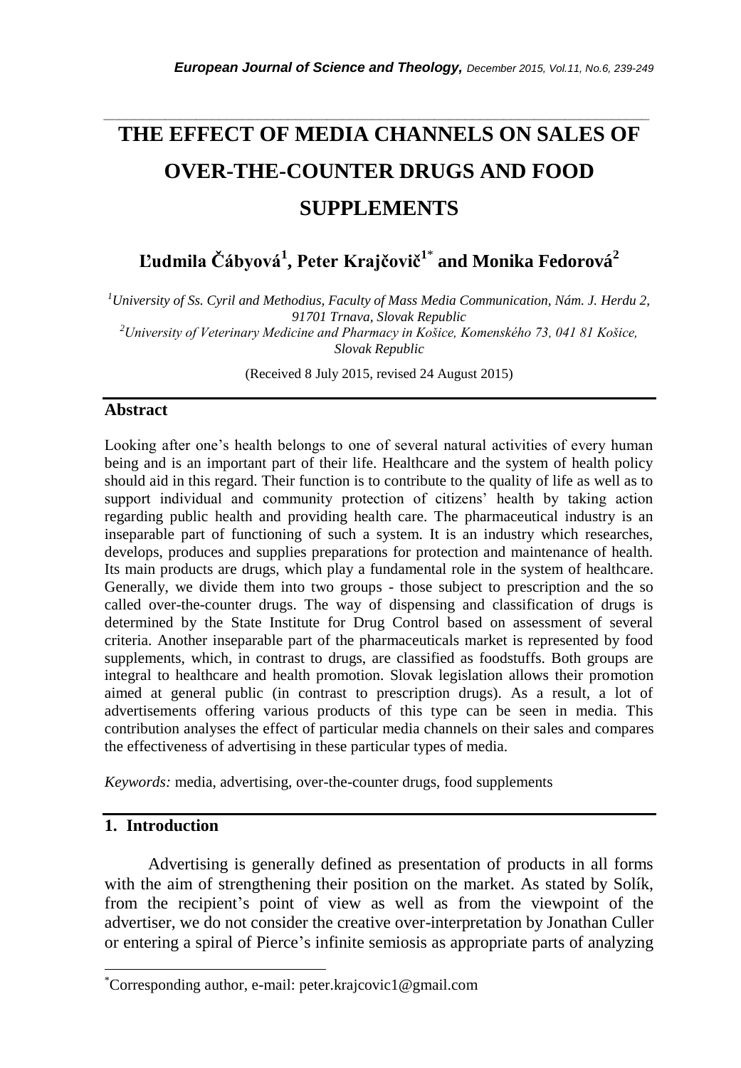# THE EFFECT OF MEDIA CHANNELS ON SALES OF OVER-THE-COUNTER DRUGS AND FOOD SUPPLEMENTS

**Ľudmila Čábyová[1], Peter Krajčovič[1*] and Monika Fedorová[2]**

*[1]University of Ss. Cyril and Methodius, Faculty of Mass Media Communication, Nám. J. Herdu 2, 91701 Trnava, Slovak Republic*

*[2]University of Veterinary Medicine and Pharmacy in Košice, Komenského 73, 041 81 Košice, Slovak Republic*

(Received 8 July 2015, revised 24 August 2015)

## Abstract

Looking after one's health belongs to one of several natural activities of every human being and is an important part of their life. Healthcare and the system of health policy should aid in this regard. Their function is to contribute to the quality of life as well as to support individual and community protection of citizens' health by taking action regarding public health and providing health care. The pharmaceutical industry is an inseparable part of functioning of such a system. It is an industry which researches, develops, produces and supplies preparations for protection and maintenance of health. Its main products are drugs, which play a fundamental role in the system of healthcare. Generally, we divide them into two groups - those subject to prescription and the so called over-the-counter drugs. The way of dispensing and classification of drugs is determined by the State Institute for Drug Control based on assessment of several criteria. Another inseparable part of the pharmaceuticals market is represented by food supplements, which, in contrast to drugs, are classified as foodstuffs. Both groups are integral to healthcare and health promotion. Slovak legislation allows their promotion aimed at general public (in contrast to prescription drugs). As a result, a lot of advertisements offering various products of this type can be seen in media. This contribution analyses the effect of particular media channels on their sales and compares the effectiveness of advertising in these particular types of media.

*Keywords:* media, advertising, over-the-counter drugs, food supplements

## 1. Introduction

Advertising is generally defined as presentation of products in all forms with the aim of strengthening their position on the market. As stated by Solík, from the recipient's point of view as well as from the viewpoint of the advertiser, we do not consider the creative over-interpretation by Jonathan Culler or entering a spiral of Pierce's infinite semiosis as appropriate parts of analyzing

---

*Corresponding author, e-mail: peter.krajcovic1@gmail.com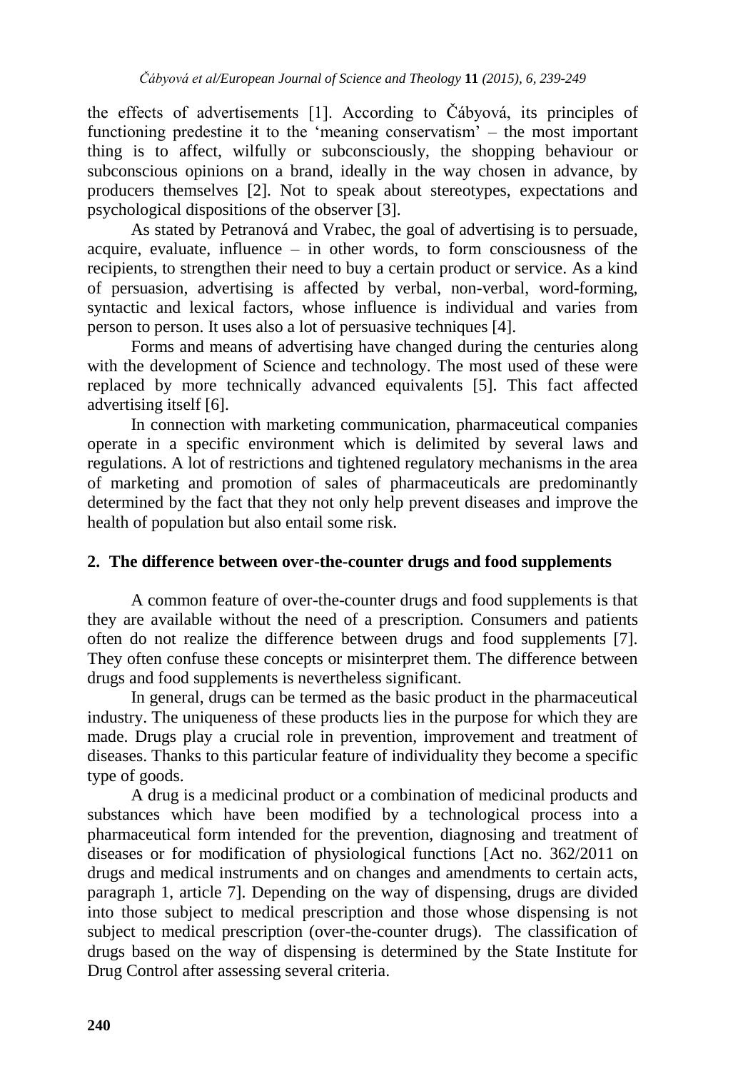the effects of advertisements [1]. According to Čábyová, its principles of functioning predestine it to the 'meaning conservatism' – the most important thing is to affect, wilfully or subconsciously, the shopping behaviour or subconscious opinions on a brand, ideally in the way chosen in advance, by producers themselves [2]. Not to speak about stereotypes, expectations and psychological dispositions of the observer [3].

As stated by Petranová and Vrabec, the goal of advertising is to persuade, acquire, evaluate, influence – in other words, to form consciousness of the recipients, to strengthen their need to buy a certain product or service. As a kind of persuasion, advertising is affected by verbal, non-verbal, word-forming, syntactic and lexical factors, whose influence is individual and varies from person to person. It uses also a lot of persuasive techniques [4].

Forms and means of advertising have changed during the centuries along with the development of Science and technology. The most used of these were replaced by more technically advanced equivalents [5]. This fact affected advertising itself [6].

In connection with marketing communication, pharmaceutical companies operate in a specific environment which is delimited by several laws and regulations. A lot of restrictions and tightened regulatory mechanisms in the area of marketing and promotion of sales of pharmaceuticals are predominantly determined by the fact that they not only help prevent diseases and improve the health of population but also entail some risk.

## 2. The difference between over-the-counter drugs and food supplements

A common feature of over-the-counter drugs and food supplements is that they are available without the need of a prescription. Consumers and patients often do not realize the difference between drugs and food supplements [7]. They often confuse these concepts or misinterpret them. The difference between drugs and food supplements is nevertheless significant.

In general, drugs can be termed as the basic product in the pharmaceutical industry. The uniqueness of these products lies in the purpose for which they are made. Drugs play a crucial role in prevention, improvement and treatment of diseases. Thanks to this particular feature of individuality they become a specific type of goods.

A drug is a medicinal product or a combination of medicinal products and substances which have been modified by a technological process into a pharmaceutical form intended for the prevention, diagnosing and treatment of diseases or for modification of physiological functions [Act no. 362/2011 on drugs and medical instruments and on changes and amendments to certain acts, paragraph 1, article 7]. Depending on the way of dispensing, drugs are divided into those subject to medical prescription and those whose dispensing is not subject to medical prescription (over-the-counter drugs). The classification of drugs based on the way of dispensing is determined by the State Institute for Drug Control after assessing several criteria.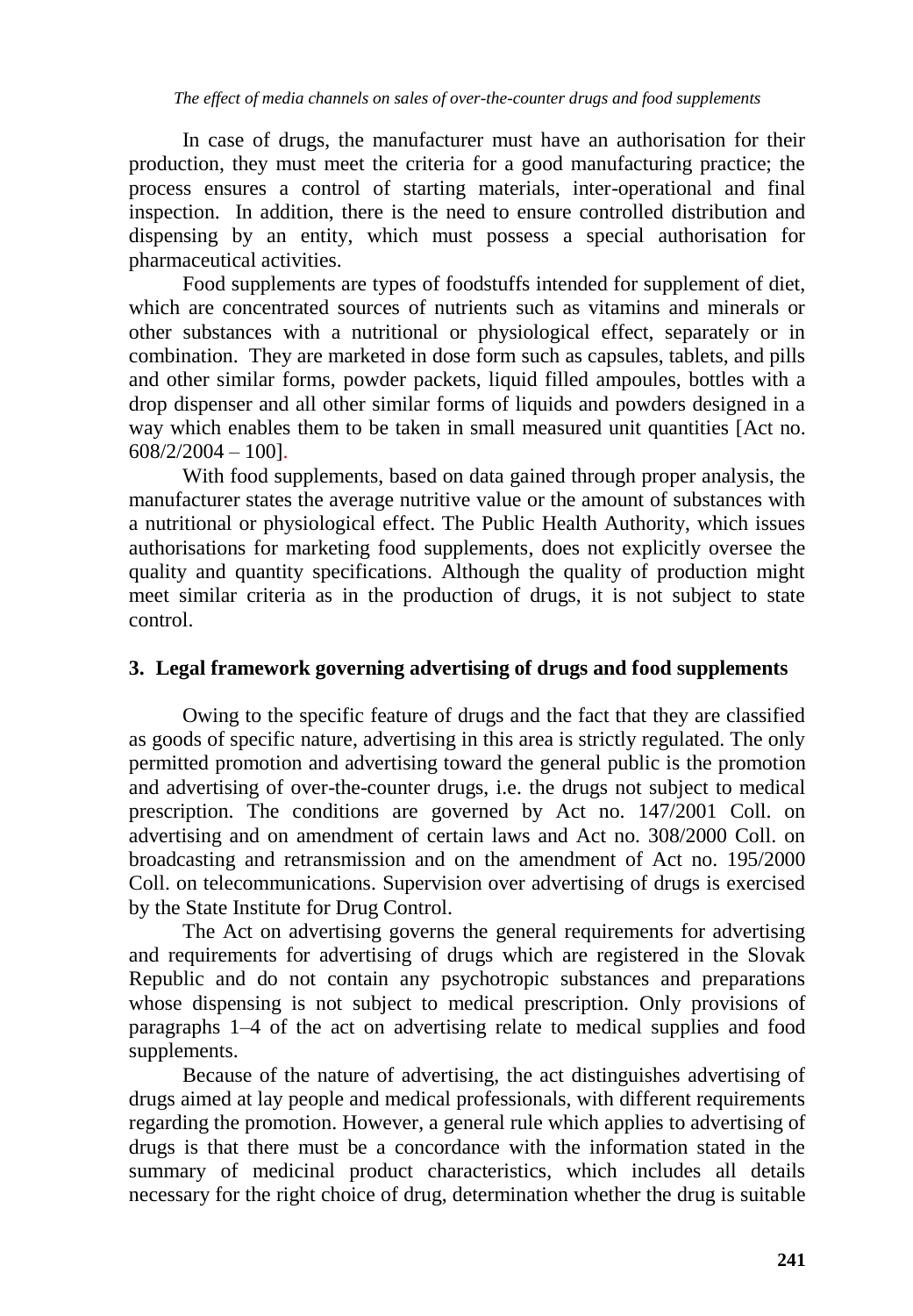In case of drugs, the manufacturer must have an authorisation for their production, they must meet the criteria for a good manufacturing practice; the process ensures a control of starting materials, inter-operational and final inspection. In addition, there is the need to ensure controlled distribution and dispensing by an entity, which must possess a special authorisation for pharmaceutical activities.

Food supplements are types of foodstuffs intended for supplement of diet, which are concentrated sources of nutrients such as vitamins and minerals or other substances with a nutritional or physiological effect, separately or in combination. They are marketed in dose form such as capsules, tablets, and pills and other similar forms, powder packets, liquid filled ampoules, bottles with a drop dispenser and all other similar forms of liquids and powders designed in a way which enables them to be taken in small measured unit quantities [Act no. 608/2/2004 – 100].

With food supplements, based on data gained through proper analysis, the manufacturer states the average nutritive value or the amount of substances with a nutritional or physiological effect. The Public Health Authority, which issues authorisations for marketing food supplements, does not explicitly oversee the quality and quantity specifications. Although the quality of production might meet similar criteria as in the production of drugs, it is not subject to state control.

## 3. Legal framework governing advertising of drugs and food supplements

Owing to the specific feature of drugs and the fact that they are classified as goods of specific nature, advertising in this area is strictly regulated. The only permitted promotion and advertising toward the general public is the promotion and advertising of over-the-counter drugs, i.e. the drugs not subject to medical prescription. The conditions are governed by Act no. 147/2001 Coll. on advertising and on amendment of certain laws and Act no. 308/2000 Coll. on broadcasting and retransmission and on the amendment of Act no. 195/2000 Coll. on telecommunications. Supervision over advertising of drugs is exercised by the State Institute for Drug Control.

The Act on advertising governs the general requirements for advertising and requirements for advertising of drugs which are registered in the Slovak Republic and do not contain any psychotropic substances and preparations whose dispensing is not subject to medical prescription. Only provisions of paragraphs 1–4 of the act on advertising relate to medical supplies and food supplements.

Because of the nature of advertising, the act distinguishes advertising of drugs aimed at lay people and medical professionals, with different requirements regarding the promotion. However, a general rule which applies to advertising of drugs is that there must be a concordance with the information stated in the summary of medicinal product characteristics, which includes all details necessary for the right choice of drug, determination whether the drug is suitable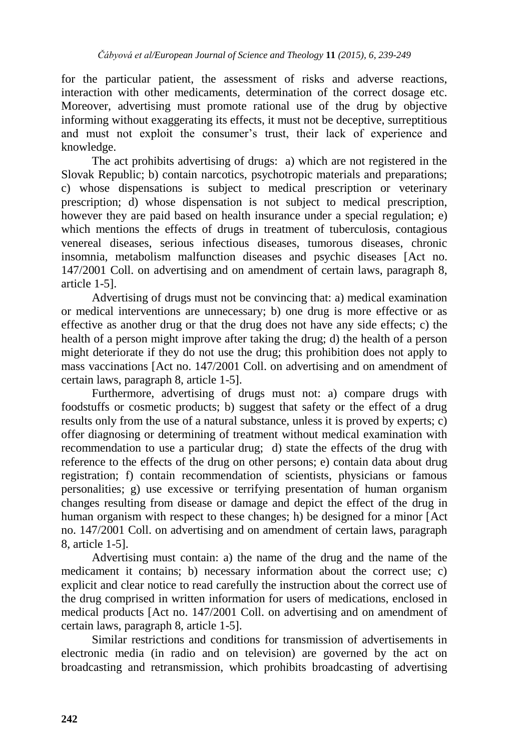for the particular patient, the assessment of risks and adverse reactions, interaction with other medicaments, determination of the correct dosage etc. Moreover, advertising must promote rational use of the drug by objective informing without exaggerating its effects, it must not be deceptive, surreptitious and must not exploit the consumer's trust, their lack of experience and knowledge.

The act prohibits advertising of drugs: a) which are not registered in the Slovak Republic; b) contain narcotics, psychotropic materials and preparations; c) whose dispensations is subject to medical prescription or veterinary prescription; d) whose dispensation is not subject to medical prescription, however they are paid based on health insurance under a special regulation; e) which mentions the effects of drugs in treatment of tuberculosis, contagious venereal diseases, serious infectious diseases, tumorous diseases, chronic insomnia, metabolism malfunction diseases and psychic diseases [Act no. 147/2001 Coll. on advertising and on amendment of certain laws, paragraph 8, article 1-5].

Advertising of drugs must not be convincing that: a) medical examination or medical interventions are unnecessary; b) one drug is more effective or as effective as another drug or that the drug does not have any side effects; c) the health of a person might improve after taking the drug; d) the health of a person might deteriorate if they do not use the drug; this prohibition does not apply to mass vaccinations [Act no. 147/2001 Coll. on advertising and on amendment of certain laws, paragraph 8, article 1-5].

Furthermore, advertising of drugs must not: a) compare drugs with foodstuffs or cosmetic products; b) suggest that safety or the effect of a drug results only from the use of a natural substance, unless it is proved by experts; c) offer diagnosing or determining of treatment without medical examination with recommendation to use a particular drug; d) state the effects of the drug with reference to the effects of the drug on other persons; e) contain data about drug registration; f) contain recommendation of scientists, physicians or famous personalities; g) use excessive or terrifying presentation of human organism changes resulting from disease or damage and depict the effect of the drug in human organism with respect to these changes; h) be designed for a minor [Act no. 147/2001 Coll. on advertising and on amendment of certain laws, paragraph 8, article 1-5].

Advertising must contain: a) the name of the drug and the name of the medicament it contains; b) necessary information about the correct use; c) explicit and clear notice to read carefully the instruction about the correct use of the drug comprised in written information for users of medications, enclosed in medical products [Act no. 147/2001 Coll. on advertising and on amendment of certain laws, paragraph 8, article 1-5].

Similar restrictions and conditions for transmission of advertisements in electronic media (in radio and on television) are governed by the act on broadcasting and retransmission, which prohibits broadcasting of advertising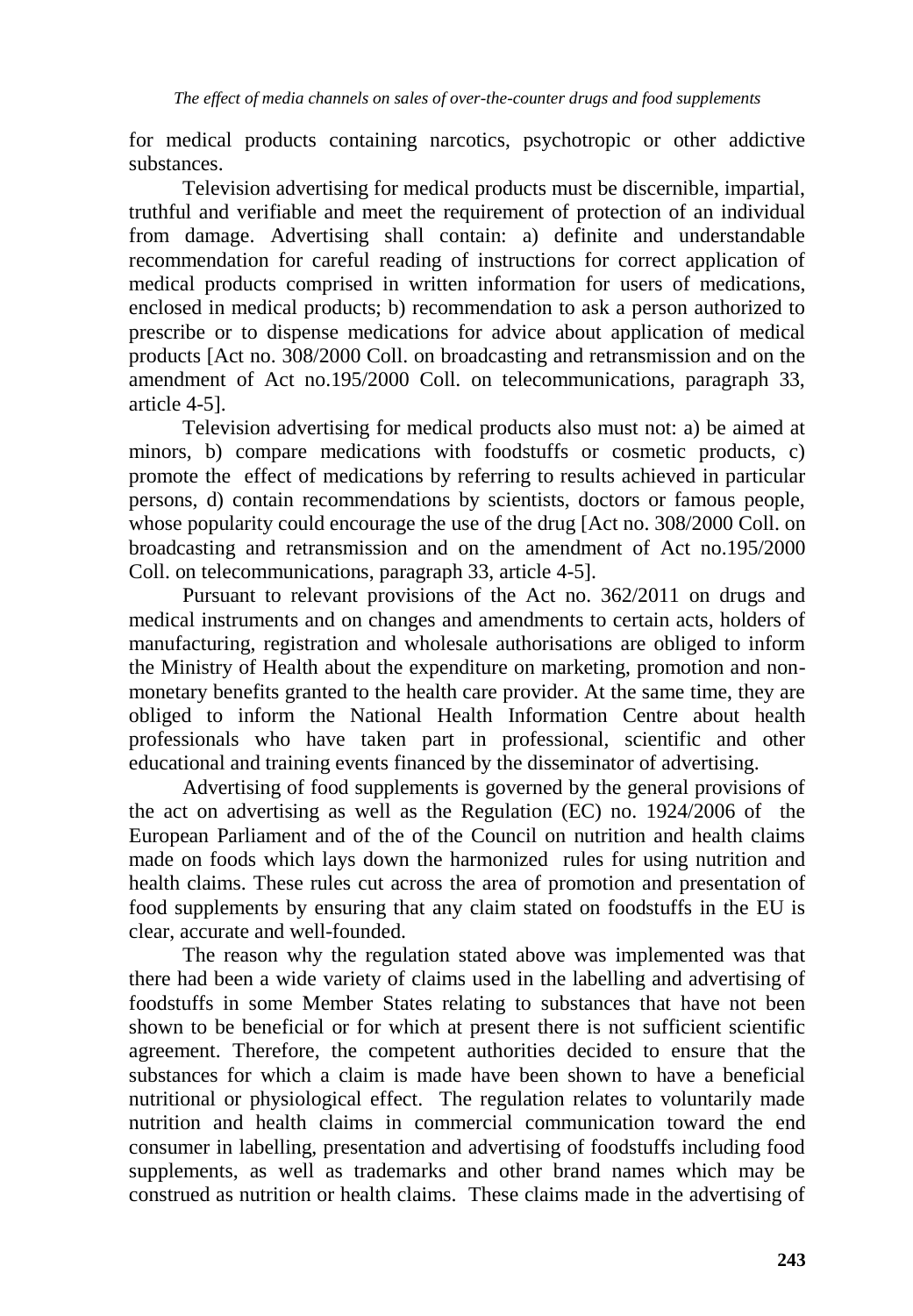for medical products containing narcotics, psychotropic or other addictive substances.

Television advertising for medical products must be discernible, impartial, truthful and verifiable and meet the requirement of protection of an individual from damage. Advertising shall contain: a) definite and understandable recommendation for careful reading of instructions for correct application of medical products comprised in written information for users of medications, enclosed in medical products; b) recommendation to ask a person authorized to prescribe or to dispense medications for advice about application of medical products [Act no. 308/2000 Coll. on broadcasting and retransmission and on the amendment of Act no.195/2000 Coll. on telecommunications, paragraph 33, article 4-5].

Television advertising for medical products also must not: a) be aimed at minors, b) compare medications with foodstuffs or cosmetic products, c) promote the effect of medications by referring to results achieved in particular persons, d) contain recommendations by scientists, doctors or famous people, whose popularity could encourage the use of the drug [Act no. 308/2000 Coll. on broadcasting and retransmission and on the amendment of Act no.195/2000 Coll. on telecommunications, paragraph 33, article 4-5].

Pursuant to relevant provisions of the Act no. 362/2011 on drugs and medical instruments and on changes and amendments to certain acts, holders of manufacturing, registration and wholesale authorisations are obliged to inform the Ministry of Health about the expenditure on marketing, promotion and non-monetary benefits granted to the health care provider. At the same time, they are obliged to inform the National Health Information Centre about health professionals who have taken part in professional, scientific and other educational and training events financed by the disseminator of advertising.

Advertising of food supplements is governed by the general provisions of the act on advertising as well as the Regulation (EC) no. 1924/2006 of the European Parliament and of the of the Council on nutrition and health claims made on foods which lays down the harmonized rules for using nutrition and health claims. These rules cut across the area of promotion and presentation of food supplements by ensuring that any claim stated on foodstuffs in the EU is clear, accurate and well-founded.

The reason why the regulation stated above was implemented was that there had been a wide variety of claims used in the labelling and advertising of foodstuffs in some Member States relating to substances that have not been shown to be beneficial or for which at present there is not sufficient scientific agreement. Therefore, the competent authorities decided to ensure that the substances for which a claim is made have been shown to have a beneficial nutritional or physiological effect. The regulation relates to voluntarily made nutrition and health claims in commercial communication toward the end consumer in labelling, presentation and advertising of foodstuffs including food supplements, as well as trademarks and other brand names which may be construed as nutrition or health claims. These claims made in the advertising of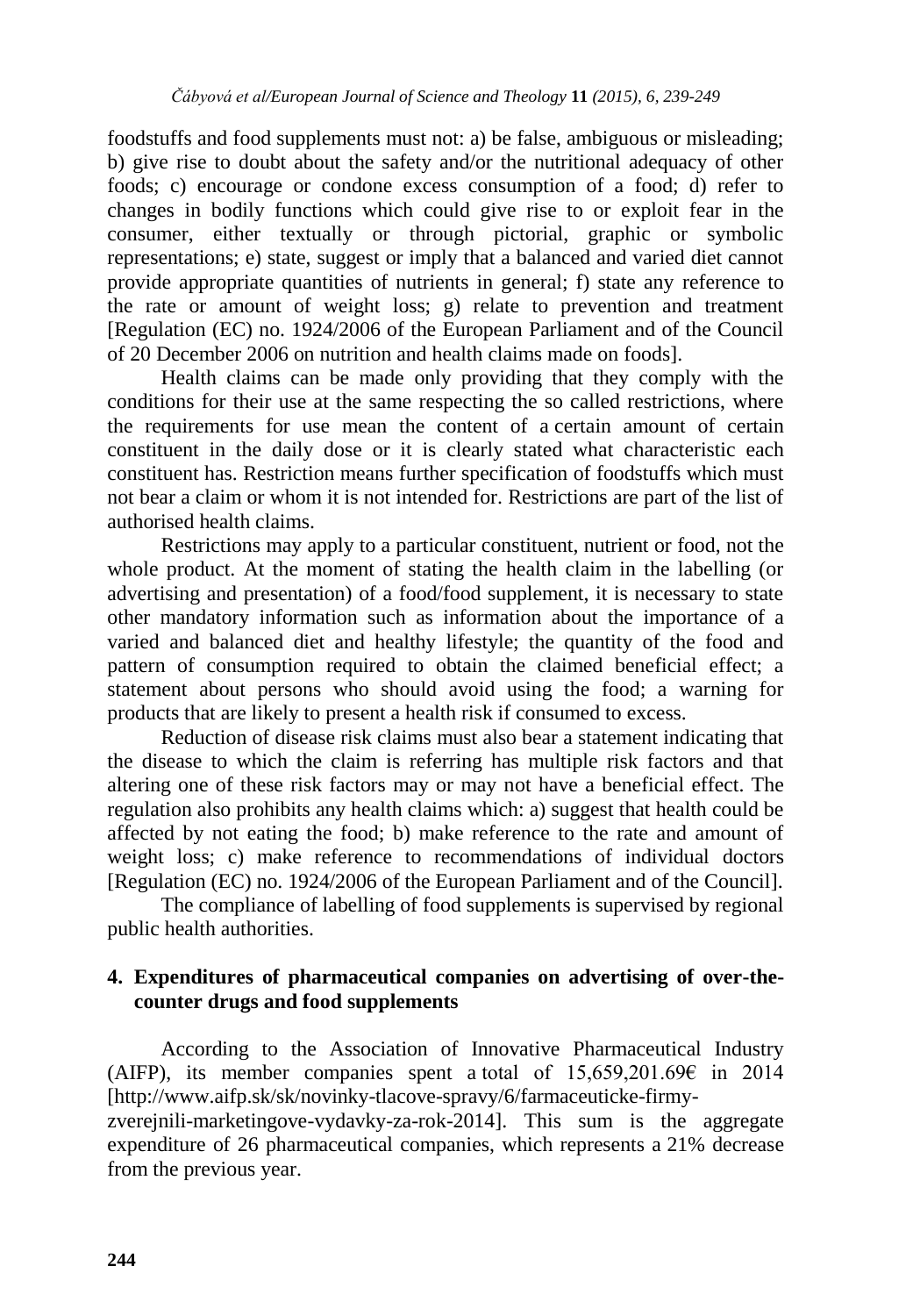foodstuffs and food supplements must not: a) be false, ambiguous or misleading; b) give rise to doubt about the safety and/or the nutritional adequacy of other foods; c) encourage or condone excess consumption of a food; d) refer to changes in bodily functions which could give rise to or exploit fear in the consumer, either textually or through pictorial, graphic or symbolic representations; e) state, suggest or imply that a balanced and varied diet cannot provide appropriate quantities of nutrients in general; f) state any reference to the rate or amount of weight loss; g) relate to prevention and treatment [Regulation (EC) no. 1924/2006 of the European Parliament and of the Council of 20 December 2006 on nutrition and health claims made on foods].

Health claims can be made only providing that they comply with the conditions for their use at the same respecting the so called restrictions, where the requirements for use mean the content of a certain amount of certain constituent in the daily dose or it is clearly stated what characteristic each constituent has. Restriction means further specification of foodstuffs which must not bear a claim or whom it is not intended for. Restrictions are part of the list of authorised health claims.

Restrictions may apply to a particular constituent, nutrient or food, not the whole product. At the moment of stating the health claim in the labelling (or advertising and presentation) of a food/food supplement, it is necessary to state other mandatory information such as information about the importance of a varied and balanced diet and healthy lifestyle; the quantity of the food and pattern of consumption required to obtain the claimed beneficial effect; a statement about persons who should avoid using the food; a warning for products that are likely to present a health risk if consumed to excess.

Reduction of disease risk claims must also bear a statement indicating that the disease to which the claim is referring has multiple risk factors and that altering one of these risk factors may or may not have a beneficial effect. The regulation also prohibits any health claims which: a) suggest that health could be affected by not eating the food; b) make reference to the rate and amount of weight loss; c) make reference to recommendations of individual doctors [Regulation (EC) no. 1924/2006 of the European Parliament and of the Council].

The compliance of labelling of food supplements is supervised by regional public health authorities.

## 4. Expenditures of pharmaceutical companies on advertising of over-the-counter drugs and food supplements

According to the Association of Innovative Pharmaceutical Industry (AIFP), its member companies spent a total of 15,659,201.69€ in 2014 [http://www.aifp.sk/sk/novinky-tlacove-spravy/6/farmaceuticke-firmy-zverejnili-marketingove-vydavky-za-rok-2014]. This sum is the aggregate expenditure of 26 pharmaceutical companies, which represents a 21% decrease from the previous year.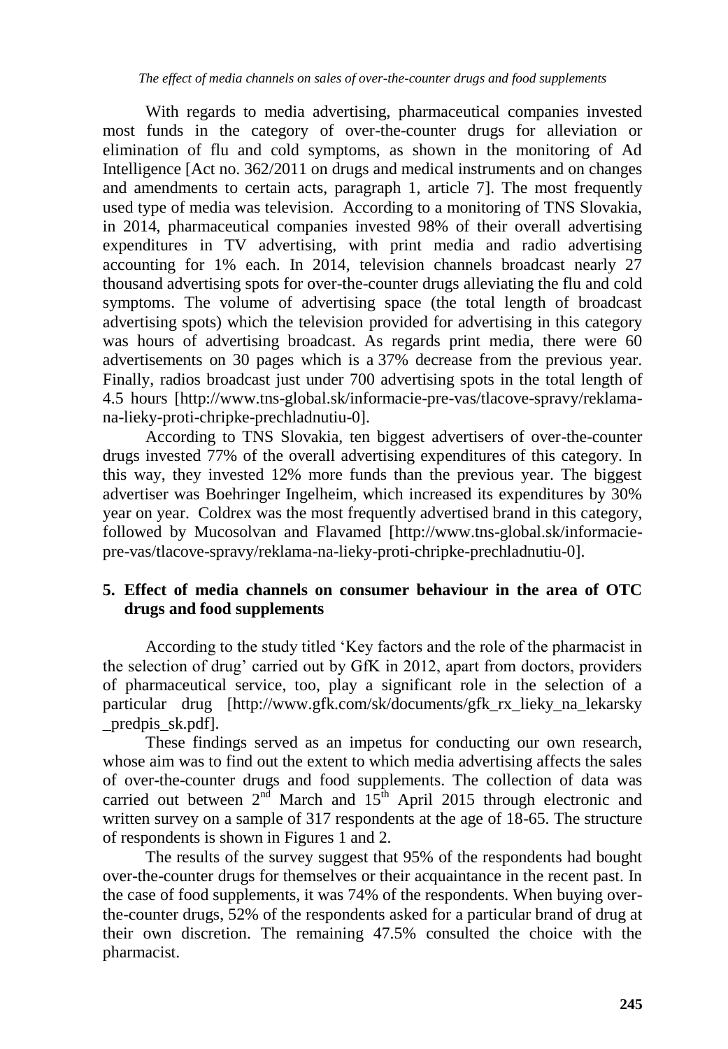With regards to media advertising, pharmaceutical companies invested most funds in the category of over-the-counter drugs for alleviation or elimination of flu and cold symptoms, as shown in the monitoring of Ad Intelligence [Act no. 362/2011 on drugs and medical instruments and on changes and amendments to certain acts, paragraph 1, article 7]. The most frequently used type of media was television. According to a monitoring of TNS Slovakia, in 2014, pharmaceutical companies invested 98% of their overall advertising expenditures in TV advertising, with print media and radio advertising accounting for 1% each. In 2014, television channels broadcast nearly 27 thousand advertising spots for over-the-counter drugs alleviating the flu and cold symptoms. The volume of advertising space (the total length of broadcast advertising spots) which the television provided for advertising in this category was hours of advertising broadcast. As regards print media, there were 60 advertisements on 30 pages which is a 37% decrease from the previous year. Finally, radios broadcast just under 700 advertising spots in the total length of 4.5 hours [http://www.tns-global.sk/informacie-pre-vas/tlacove-spravy/reklama-na-lieky-proti-chripke-prechladnutiu-0].

According to TNS Slovakia, ten biggest advertisers of over-the-counter drugs invested 77% of the overall advertising expenditures of this category. In this way, they invested 12% more funds than the previous year. The biggest advertiser was Boehringer Ingelheim, which increased its expenditures by 30% year on year. Coldrex was the most frequently advertised brand in this category, followed by Mucosolvan and Flavamed [http://www.tns-global.sk/informacie-pre-vas/tlacove-spravy/reklama-na-lieky-proti-chripke-prechladnutiu-0].

## 5. Effect of media channels on consumer behaviour in the area of OTC drugs and food supplements

According to the study titled 'Key factors and the role of the pharmacist in the selection of drug' carried out by GfK in 2012, apart from doctors, providers of pharmaceutical service, too, play a significant role in the selection of a particular drug [http://www.gfk.com/sk/documents/gfk_rx_lieky_na_lekarsky_predpis_sk.pdf].

These findings served as an impetus for conducting our own research, whose aim was to find out the extent to which media advertising affects the sales of over-the-counter drugs and food supplements. The collection of data was carried out between 2nd March and 15th April 2015 through electronic and written survey on a sample of 317 respondents at the age of 18-65. The structure of respondents is shown in Figures 1 and 2.

The results of the survey suggest that 95% of the respondents had bought over-the-counter drugs for themselves or their acquaintance in the recent past. In the case of food supplements, it was 74% of the respondents. When buying over-the-counter drugs, 52% of the respondents asked for a particular brand of drug at their own discretion. The remaining 47.5% consulted the choice with the pharmacist.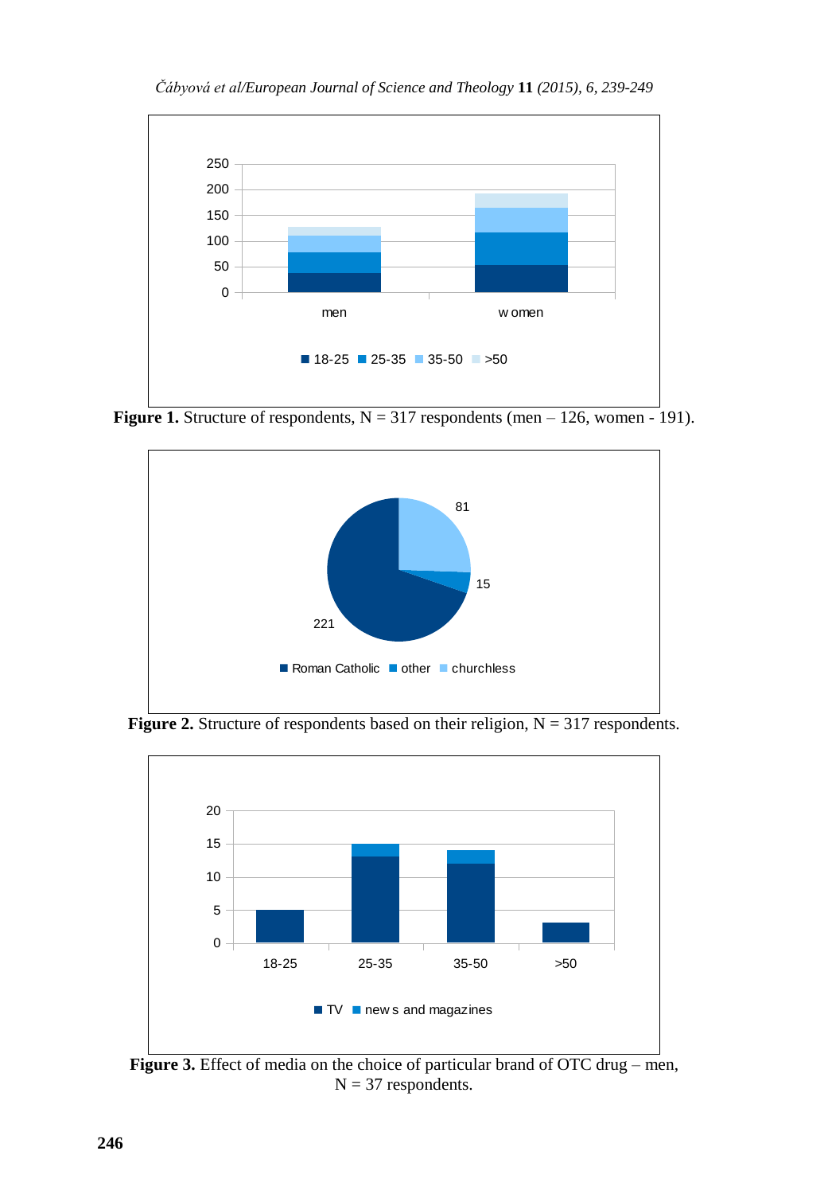250
200
150
100
50
0

men
w omen

18-25 25-35 35-50 >50

**Figure 1.** Structure of respondents, N = 317 respondents (men – 126, women - 191).

81
15
221

Roman Catholic other churchless

**Figure 2.** Structure of respondents based on their religion, N = 317 respondents.

20
15
10
5
0

18-25
25-35
35-50
>50

TV news and magazines

**Figure 3.** Effect of media on the choice of particular brand of OTC drug – men, N = 37 respondents.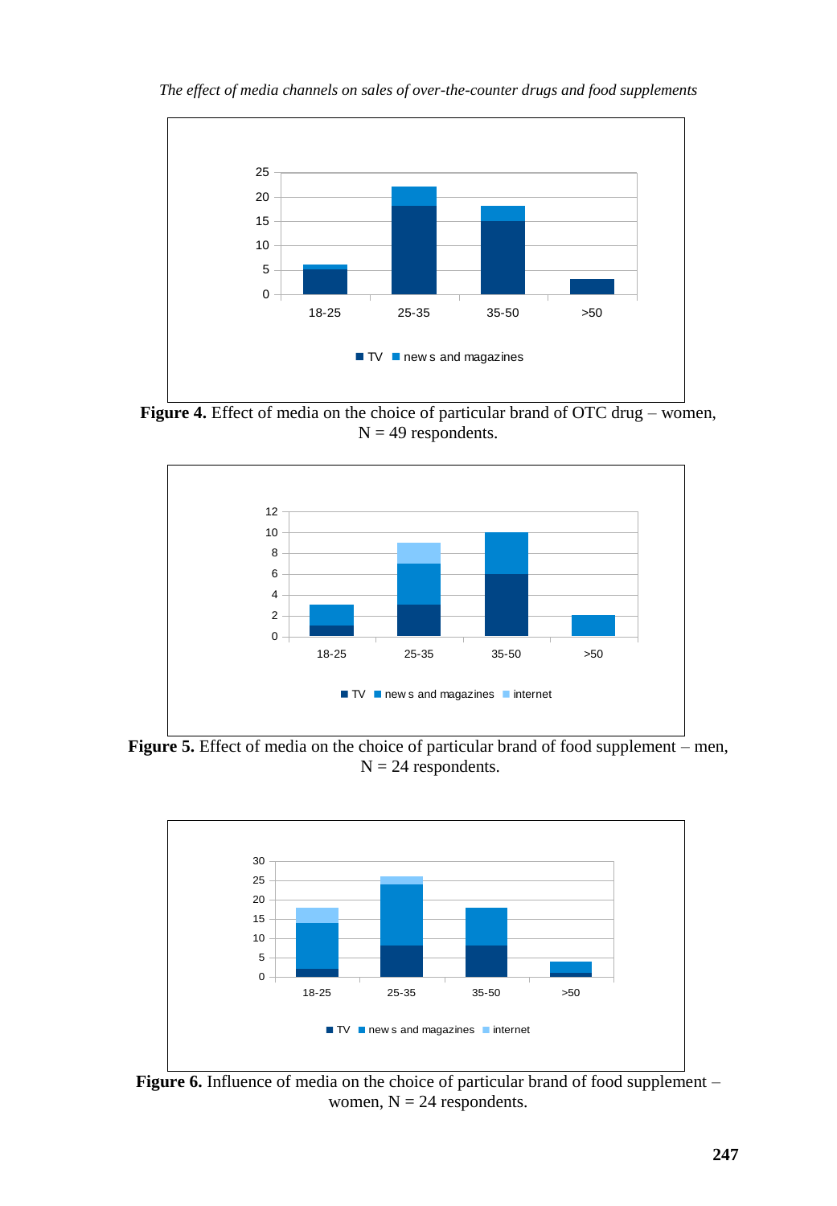25
20
15
10
5
0
18-25
25-35
35-50
>50
TV
new s and magazines

**Figure 4.** Effect of media on the choice of particular brand of OTC drug – women, N = 49 respondents.

12
10
8
6
4
2
0
18-25
25-35
35-50
>50
TV
new s and magazines
internet

**Figure 5.** Effect of media on the choice of particular brand of food supplement – men, N = 24 respondents.

30
25
20
15
10
5
0
18-25
25-35
35-50
>50
TV
new s and magazines
internet

**Figure 6.** Influence of media on the choice of particular brand of food supplement – women, N = 24 respondents.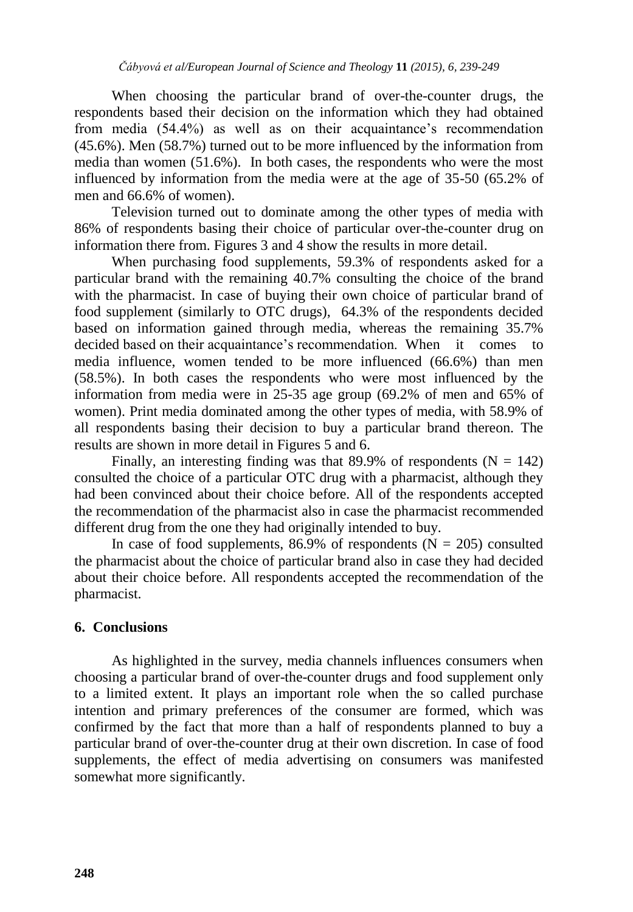When choosing the particular brand of over-the-counter drugs, the respondents based their decision on the information which they had obtained from media (54.4%) as well as on their acquaintance's recommendation (45.6%). Men (58.7%) turned out to be more influenced by the information from media than women (51.6%). In both cases, the respondents who were the most influenced by information from the media were at the age of 35-50 (65.2% of men and 66.6% of women).

Television turned out to dominate among the other types of media with 86% of respondents basing their choice of particular over-the-counter drug on information there from. Figures 3 and 4 show the results in more detail.

When purchasing food supplements, 59.3% of respondents asked for a particular brand with the remaining 40.7% consulting the choice of the brand with the pharmacist. In case of buying their own choice of particular brand of food supplement (similarly to OTC drugs), 64.3% of the respondents decided based on information gained through media, whereas the remaining 35.7% decided based on their acquaintance's recommendation. When it comes to media influence, women tended to be more influenced (66.6%) than men (58.5%). In both cases the respondents who were most influenced by the information from media were in 25-35 age group (69.2% of men and 65% of women). Print media dominated among the other types of media, with 58.9% of all respondents basing their decision to buy a particular brand thereon. The results are shown in more detail in Figures 5 and 6.

Finally, an interesting finding was that 89.9% of respondents (N = 142) consulted the choice of a particular OTC drug with a pharmacist, although they had been convinced about their choice before. All of the respondents accepted the recommendation of the pharmacist also in case the pharmacist recommended different drug from the one they had originally intended to buy.

In case of food supplements, 86.9% of respondents (N = 205) consulted the pharmacist about the choice of particular brand also in case they had decided about their choice before. All respondents accepted the recommendation of the pharmacist.

## 6. Conclusions

As highlighted in the survey, media channels influences consumers when choosing a particular brand of over-the-counter drugs and food supplement only to a limited extent. It plays an important role when the so called purchase intention and primary preferences of the consumer are formed, which was confirmed by the fact that more than a half of respondents planned to buy a particular brand of over-the-counter drug at their own discretion. In case of food supplements, the effect of media advertising on consumers was manifested somewhat more significantly.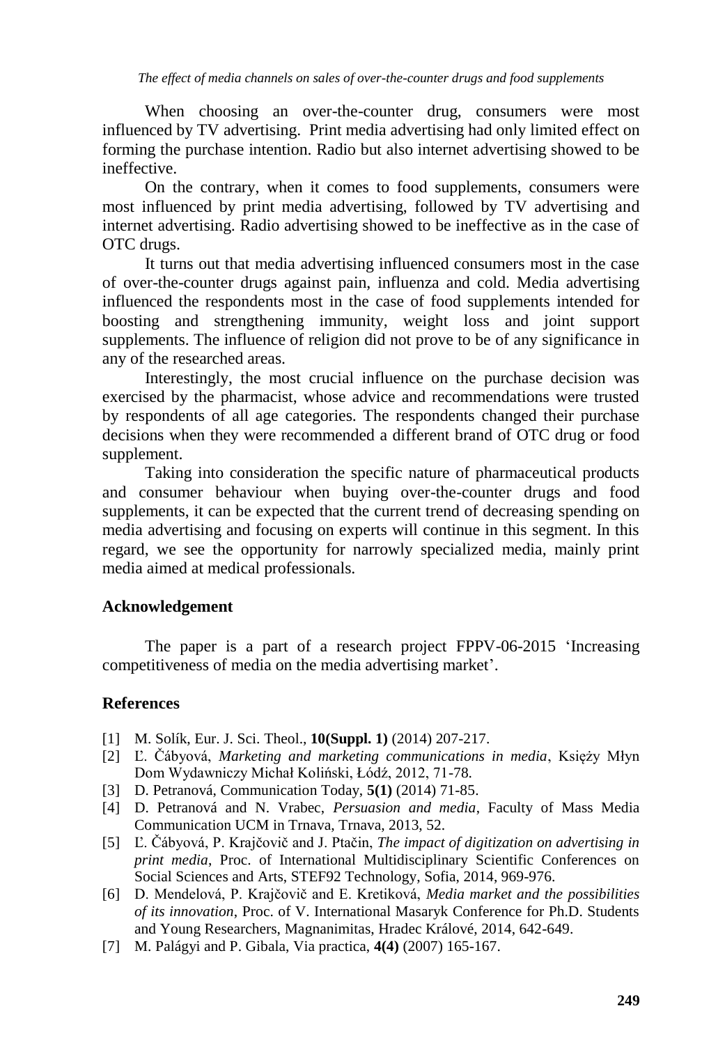When choosing an over-the-counter drug, consumers were most influenced by TV advertising. Print media advertising had only limited effect on forming the purchase intention. Radio but also internet advertising showed to be ineffective.

On the contrary, when it comes to food supplements, consumers were most influenced by print media advertising, followed by TV advertising and internet advertising. Radio advertising showed to be ineffective as in the case of OTC drugs.

It turns out that media advertising influenced consumers most in the case of over-the-counter drugs against pain, influenza and cold. Media advertising influenced the respondents most in the case of food supplements intended for boosting and strengthening immunity, weight loss and joint support supplements. The influence of religion did not prove to be of any significance in any of the researched areas.

Interestingly, the most crucial influence on the purchase decision was exercised by the pharmacist, whose advice and recommendations were trusted by respondents of all age categories. The respondents changed their purchase decisions when they were recommended a different brand of OTC drug or food supplement.

Taking into consideration the specific nature of pharmaceutical products and consumer behaviour when buying over-the-counter drugs and food supplements, it can be expected that the current trend of decreasing spending on media advertising and focusing on experts will continue in this segment. In this regard, we see the opportunity for narrowly specialized media, mainly print media aimed at medical professionals.

## Acknowledgement

The paper is a part of a research project FPPV-06-2015 'Increasing competitiveness of media on the media advertising market'.

## References

[1] M. Solík, Eur. J. Sci. Theol., **10(Suppl. 1)** (2014) 207-217.

[2] Ľ. Čábyová, *Marketing and marketing communications in media*, Księży Młyn Dom Wydawniczy Michał Koliński, Łódź, 2012, 71-78.

[3] D. Petranová, Communication Today, **5(1)** (2014) 71-85.

[4] D. Petranová and N. Vrabec, *Persuasion and media*, Faculty of Mass Media Communication UCM in Trnava, Trnava, 2013, 52.

[5] Ľ. Čábyová, P. Krajčovič and J. Ptačin, *The impact of digitization on advertising in print media*, Proc. of International Multidisciplinary Scientific Conferences on Social Sciences and Arts, STEF92 Technology, Sofia, 2014, 969-976.

[6] D. Mendelová, P. Krajčovič and E. Kretiková, *Media market and the possibilities of its innovation*, Proc. of V. International Masaryk Conference for Ph.D. Students and Young Researchers, Magnanimitas, Hradec Králové, 2014, 642-649.

[7] M. Palágyi and P. Gibala, Via practica, **4(4)** (2007) 165-167.